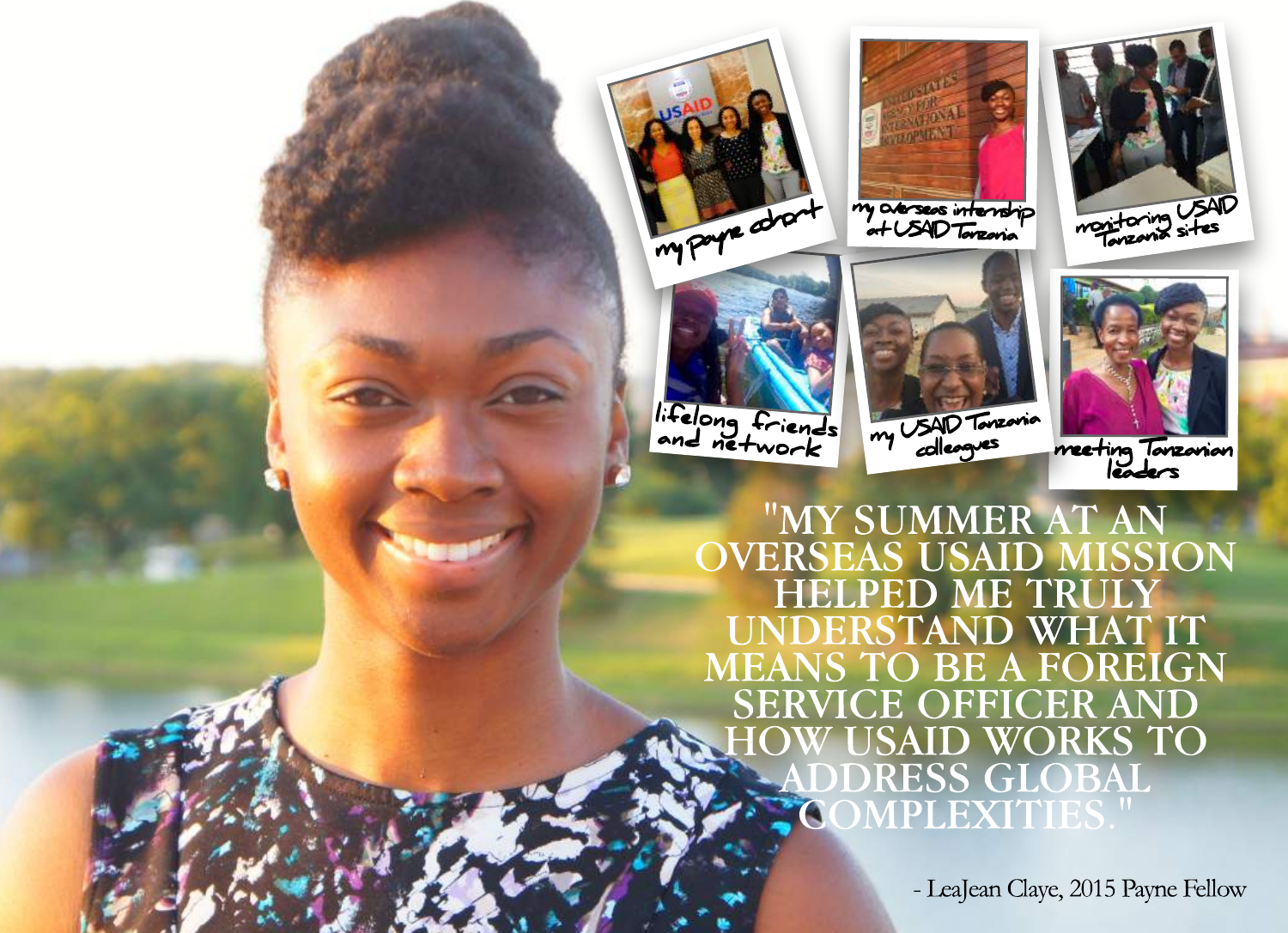my payne cohort

my overseas internship at USAID Tanzania

monitoring USAID Tanzania sites

lifelong friends and network

my USAID Tanzania colleagues

meeting Tanzanian leaders

"MY SUMMER AT AN OVERSEAS USAID MISSION HELPED ME TRULY UNDERSTAND WHAT IT MEANS TO BE A FOREIGN SERVICE OFFICER AND HOW USAID WORKS TO ADDRESS GLOBAL COMPLEXITIES."

- LeaJean Claye, 2015 Payne Fellow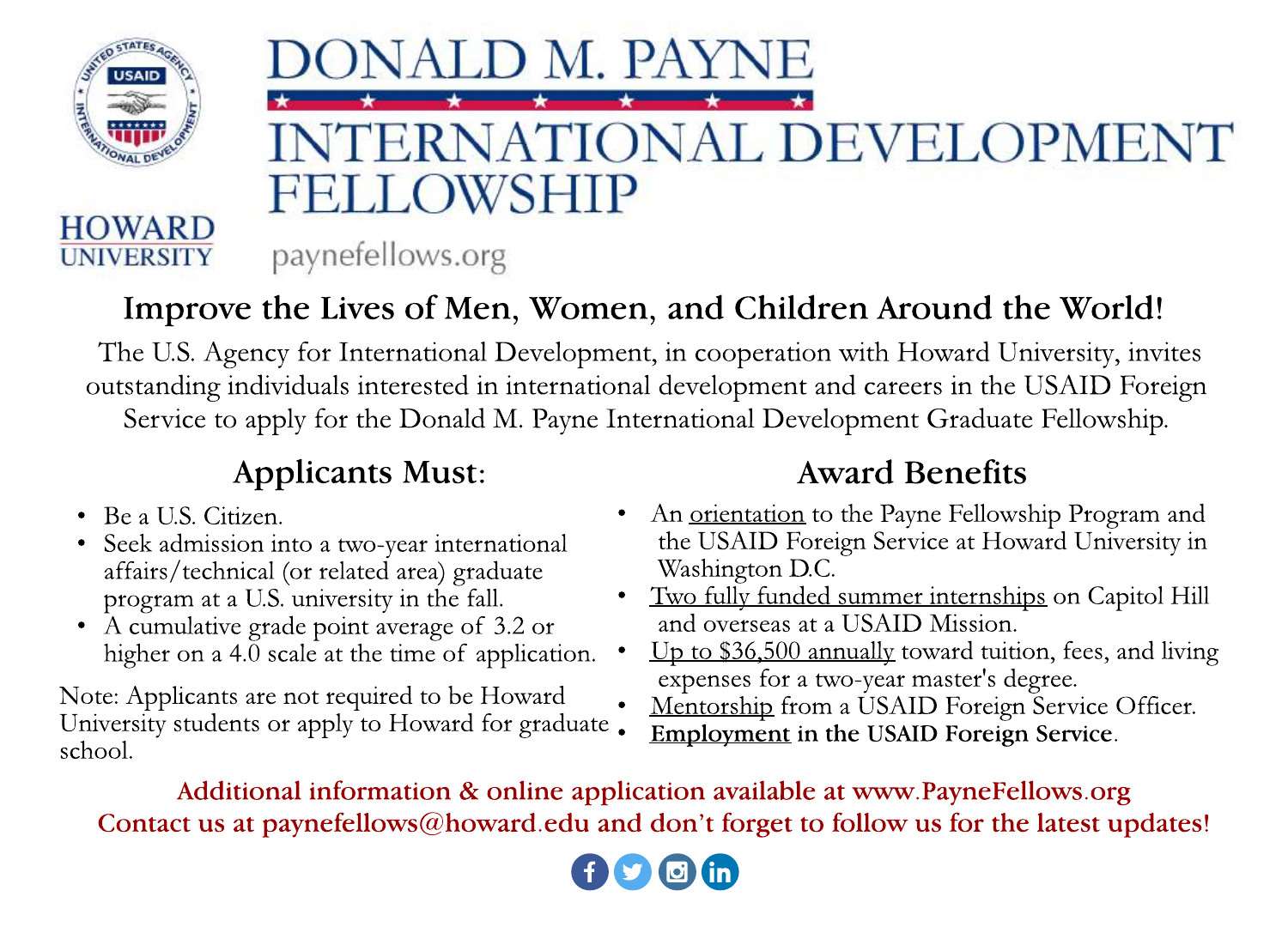USAID

HOWARD UNIVERSITY

# DONALD M. PAYNE INTERNATIONAL DEVELOPMENT FELLOWSHIP

paynefellows.org

## Improve the Lives of Men, Women, and Children Around the World!

The U.S. Agency for International Development, in cooperation with Howard University, invites outstanding individuals interested in international development and careers in the USAID Foreign Service to apply for the Donald M. Payne International Development Graduate Fellowship.

### Applicants Must:

- Be a U.S. Citizen.
- Seek admission into a two-year international affairs/technical (or related area) graduate program at a U.S. university in the fall.
- A cumulative grade point average of 3.2 or higher on a 4.0 scale at the time of application.

Note: Applicants are not required to be Howard University students or apply to Howard for graduate school.

### Award Benefits

- An orientation to the Payne Fellowship Program and the USAID Foreign Service at Howard University in Washington D.C.
- Two fully funded summer internships on Capitol Hill and overseas at a USAID Mission.
- Up to $36,500 annually toward tuition, fees, and living expenses for a two-year master's degree.
- Mentorship from a USAID Foreign Service Officer.
- **Employment in the USAID Foreign Service**.

**Additional information & online application available at www.PayneFellows.org**
**Contact us at paynefellows@howard.edu and don't forget to follow us for the latest updates!**